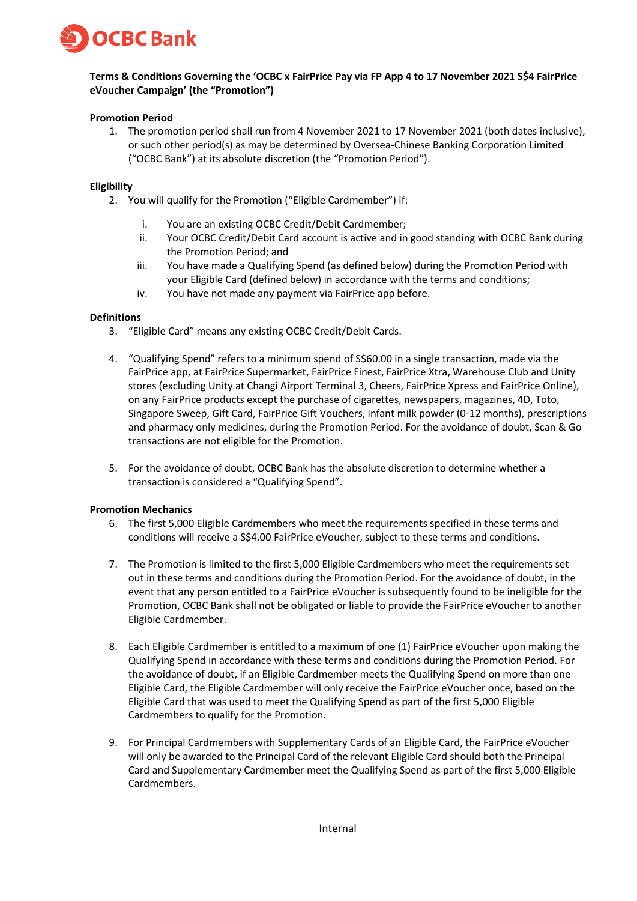**Terms & Conditions Governing the 'OCBC x FairPrice Pay via FP App 4 to 17 November 2021 S$4 FairPrice eVoucher Campaign' (the "Promotion")**

**Promotion Period**

1. The promotion period shall run from 4 November 2021 to 17 November 2021 (both dates inclusive), or such other period(s) as may be determined by Oversea-Chinese Banking Corporation Limited ("OCBC Bank") at its absolute discretion (the "Promotion Period").

**Eligibility**

2. You will qualify for the Promotion ("Eligible Cardmember") if:

   i. You are an existing OCBC Credit/Debit Cardmember;
   
   ii. Your OCBC Credit/Debit Card account is active and in good standing with OCBC Bank during the Promotion Period; and
   
   iii. You have made a Qualifying Spend (as defined below) during the Promotion Period with your Eligible Card (defined below) in accordance with the terms and conditions;
   
   iv. You have not made any payment via FairPrice app before.

**Definitions**

3. "Eligible Card" means any existing OCBC Credit/Debit Cards.

4. "Qualifying Spend" refers to a minimum spend of S$60.00 in a single transaction, made via the FairPrice app, at FairPrice Supermarket, FairPrice Finest, FairPrice Xtra, Warehouse Club and Unity stores (excluding Unity at Changi Airport Terminal 3, Cheers, FairPrice Xpress and FairPrice Online), on any FairPrice products except the purchase of cigarettes, newspapers, magazines, 4D, Toto, Singapore Sweep, Gift Card, FairPrice Gift Vouchers, infant milk powder (0-12 months), prescriptions and pharmacy only medicines, during the Promotion Period. For the avoidance of doubt, Scan & Go transactions are not eligible for the Promotion.

5. For the avoidance of doubt, OCBC Bank has the absolute discretion to determine whether a transaction is considered a "Qualifying Spend".

**Promotion Mechanics**

6. The first 5,000 Eligible Cardmembers who meet the requirements specified in these terms and conditions will receive a S$4.00 FairPrice eVoucher, subject to these terms and conditions.

7. The Promotion is limited to the first 5,000 Eligible Cardmembers who meet the requirements set out in these terms and conditions during the Promotion Period. For the avoidance of doubt, in the event that any person entitled to a FairPrice eVoucher is subsequently found to be ineligible for the Promotion, OCBC Bank shall not be obligated or liable to provide the FairPrice eVoucher to another Eligible Cardmember.

8. Each Eligible Cardmember is entitled to a maximum of one (1) FairPrice eVoucher upon making the Qualifying Spend in accordance with these terms and conditions during the Promotion Period. For the avoidance of doubt, if an Eligible Cardmember meets the Qualifying Spend on more than one Eligible Card, the Eligible Cardmember will only receive the FairPrice eVoucher once, based on the Eligible Card that was used to meet the Qualifying Spend as part of the first 5,000 Eligible Cardmembers to qualify for the Promotion.

9. For Principal Cardmembers with Supplementary Cards of an Eligible Card, the FairPrice eVoucher will only be awarded to the Principal Card of the relevant Eligible Card should both the Principal Card and Supplementary Cardmember meet the Qualifying Spend as part of the first 5,000 Eligible Cardmembers.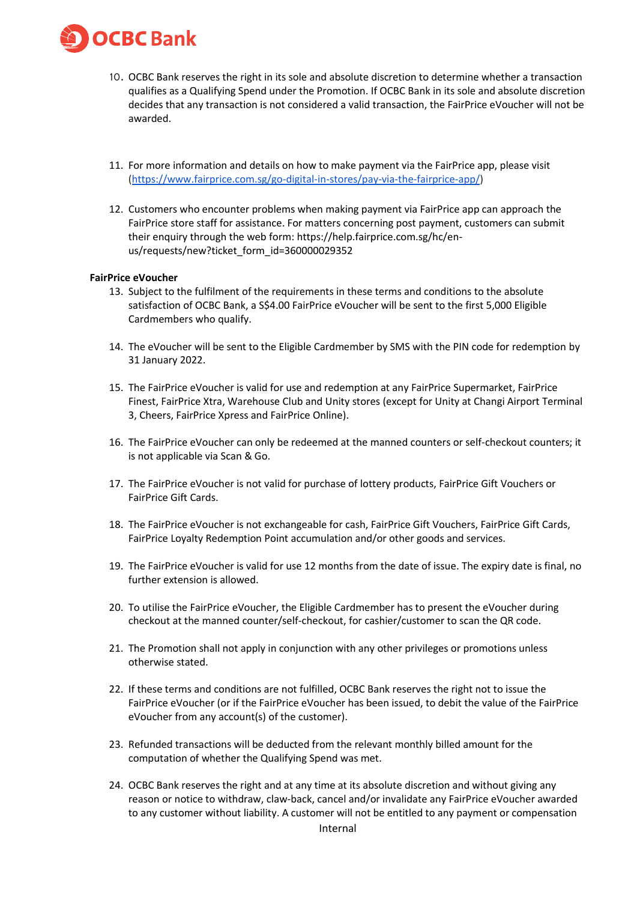10. OCBC Bank reserves the right in its sole and absolute discretion to determine whether a transaction qualifies as a Qualifying Spend under the Promotion. If OCBC Bank in its sole and absolute discretion decides that any transaction is not considered a valid transaction, the FairPrice eVoucher will not be awarded.

11. For more information and details on how to make payment via the FairPrice app, please visit (https://www.fairprice.com.sg/go-digital-in-stores/pay-via-the-fairprice-app/)

12. Customers who encounter problems when making payment via FairPrice app can approach the FairPrice store staff for assistance. For matters concerning post payment, customers can submit their enquiry through the web form: https://help.fairprice.com.sg/hc/en-us/requests/new?ticket_form_id=360000029352

**FairPrice eVoucher**

13. Subject to the fulfilment of the requirements in these terms and conditions to the absolute satisfaction of OCBC Bank, a S$4.00 FairPrice eVoucher will be sent to the first 5,000 Eligible Cardmembers who qualify.

14. The eVoucher will be sent to the Eligible Cardmember by SMS with the PIN code for redemption by 31 January 2022.

15. The FairPrice eVoucher is valid for use and redemption at any FairPrice Supermarket, FairPrice Finest, FairPrice Xtra, Warehouse Club and Unity stores (except for Unity at Changi Airport Terminal 3, Cheers, FairPrice Xpress and FairPrice Online).

16. The FairPrice eVoucher can only be redeemed at the manned counters or self-checkout counters; it is not applicable via Scan & Go.

17. The FairPrice eVoucher is not valid for purchase of lottery products, FairPrice Gift Vouchers or FairPrice Gift Cards.

18. The FairPrice eVoucher is not exchangeable for cash, FairPrice Gift Vouchers, FairPrice Gift Cards, FairPrice Loyalty Redemption Point accumulation and/or other goods and services.

19. The FairPrice eVoucher is valid for use 12 months from the date of issue. The expiry date is final, no further extension is allowed.

20. To utilise the FairPrice eVoucher, the Eligible Cardmember has to present the eVoucher during checkout at the manned counter/self-checkout, for cashier/customer to scan the QR code.

21. The Promotion shall not apply in conjunction with any other privileges or promotions unless otherwise stated.

22. If these terms and conditions are not fulfilled, OCBC Bank reserves the right not to issue the FairPrice eVoucher (or if the FairPrice eVoucher has been issued, to debit the value of the FairPrice eVoucher from any account(s) of the customer).

23. Refunded transactions will be deducted from the relevant monthly billed amount for the computation of whether the Qualifying Spend was met.

24. OCBC Bank reserves the right and at any time at its absolute discretion and without giving any reason or notice to withdraw, claw-back, cancel and/or invalidate any FairPrice eVoucher awarded to any customer without liability. A customer will not be entitled to any payment or compensation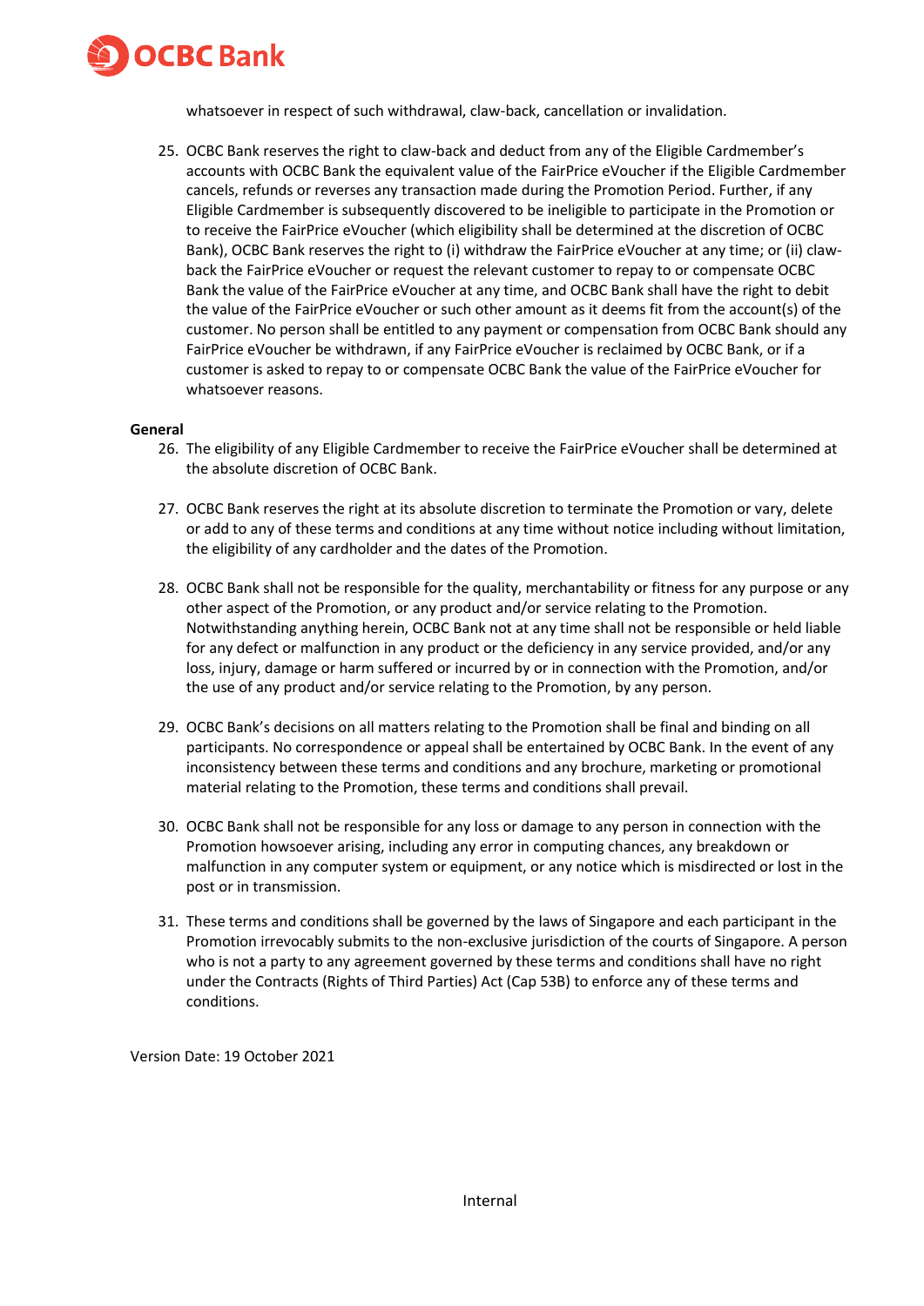whatsoever in respect of such withdrawal, claw-back, cancellation or invalidation.

25. OCBC Bank reserves the right to claw-back and deduct from any of the Eligible Cardmember's accounts with OCBC Bank the equivalent value of the FairPrice eVoucher if the Eligible Cardmember cancels, refunds or reverses any transaction made during the Promotion Period. Further, if any Eligible Cardmember is subsequently discovered to be ineligible to participate in the Promotion or to receive the FairPrice eVoucher (which eligibility shall be determined at the discretion of OCBC Bank), OCBC Bank reserves the right to (i) withdraw the FairPrice eVoucher at any time; or (ii) claw-back the FairPrice eVoucher or request the relevant customer to repay to or compensate OCBC Bank the value of the FairPrice eVoucher at any time, and OCBC Bank shall have the right to debit the value of the FairPrice eVoucher or such other amount as it deems fit from the account(s) of the customer. No person shall be entitled to any payment or compensation from OCBC Bank should any FairPrice eVoucher be withdrawn, if any FairPrice eVoucher is reclaimed by OCBC Bank, or if a customer is asked to repay to or compensate OCBC Bank the value of the FairPrice eVoucher for whatsoever reasons.

**General**

26. The eligibility of any Eligible Cardmember to receive the FairPrice eVoucher shall be determined at the absolute discretion of OCBC Bank.

27. OCBC Bank reserves the right at its absolute discretion to terminate the Promotion or vary, delete or add to any of these terms and conditions at any time without notice including without limitation, the eligibility of any cardholder and the dates of the Promotion.

28. OCBC Bank shall not be responsible for the quality, merchantability or fitness for any purpose or any other aspect of the Promotion, or any product and/or service relating to the Promotion. Notwithstanding anything herein, OCBC Bank not at any time shall not be responsible or held liable for any defect or malfunction in any product or the deficiency in any service provided, and/or any loss, injury, damage or harm suffered or incurred by or in connection with the Promotion, and/or the use of any product and/or service relating to the Promotion, by any person.

29. OCBC Bank's decisions on all matters relating to the Promotion shall be final and binding on all participants. No correspondence or appeal shall be entertained by OCBC Bank. In the event of any inconsistency between these terms and conditions and any brochure, marketing or promotional material relating to the Promotion, these terms and conditions shall prevail.

30. OCBC Bank shall not be responsible for any loss or damage to any person in connection with the Promotion howsoever arising, including any error in computing chances, any breakdown or malfunction in any computer system or equipment, or any notice which is misdirected or lost in the post or in transmission.

31. These terms and conditions shall be governed by the laws of Singapore and each participant in the Promotion irrevocably submits to the non-exclusive jurisdiction of the courts of Singapore. A person who is not a party to any agreement governed by these terms and conditions shall have no right under the Contracts (Rights of Third Parties) Act (Cap 53B) to enforce any of these terms and conditions.

Version Date: 19 October 2021